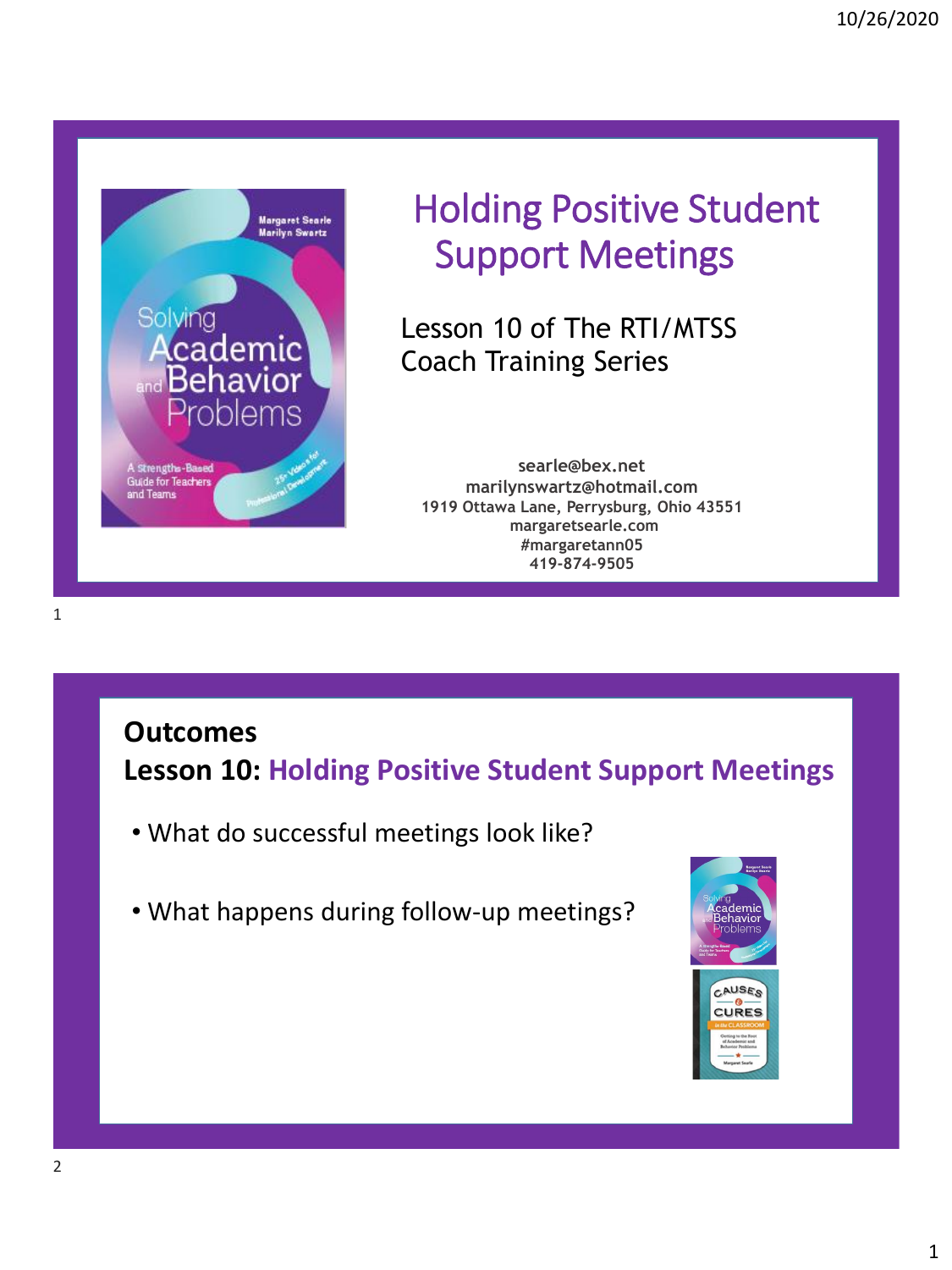# Holding Positive Student Support Meetings

Lesson 10 of The RTI/MTSS Coach Training Series

searle@bex.net
marilynswartz@hotmail.com
1919 Ottawa Lane, Perrysburg, Ohio 43551
margaretsearle.com
#margaretann05
419-874-9505

## Outcomes

## Lesson 10: Holding Positive Student Support Meetings

- What do successful meetings look like?
- What happens during follow-up meetings?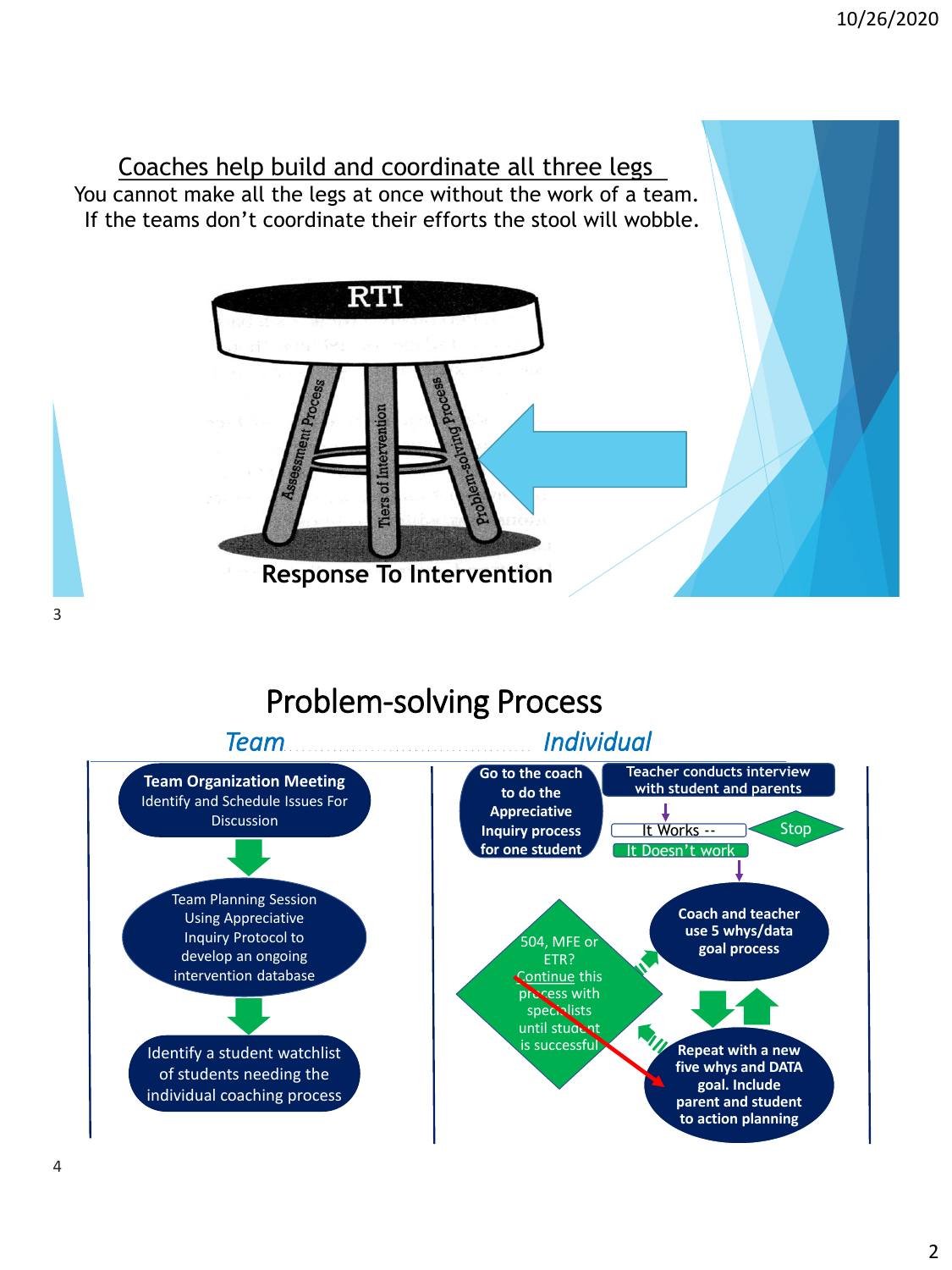## Coaches help build and coordinate all three legs

You cannot make all the legs at once without the work of a team. If the teams don't coordinate their efforts the stool will wobble.

RTI

Assessment Process

Tiers of Intervention

Problem-solving Process

**Response To Intervention**

## Problem-solving Process

*Team* .......................................... *Individual*

**Team Organization Meeting**
Identify and Schedule Issues For Discussion

Team Planning Session Using Appreciative Inquiry Protocol to develop an ongoing intervention database

Identify a student watchlist of students needing the individual coaching process

**Go to the coach to do the Appreciative Inquiry process for one student**

**Teacher conducts interview with student and parents**

It Works -- Stop

It Doesn't work

**Coach and teacher use 5 whys/data goal process**

504, MFE or ETR? Continue this process with specialists until student is successful

**Repeat with a new five whys and DATA goal. Include parent and student to action planning**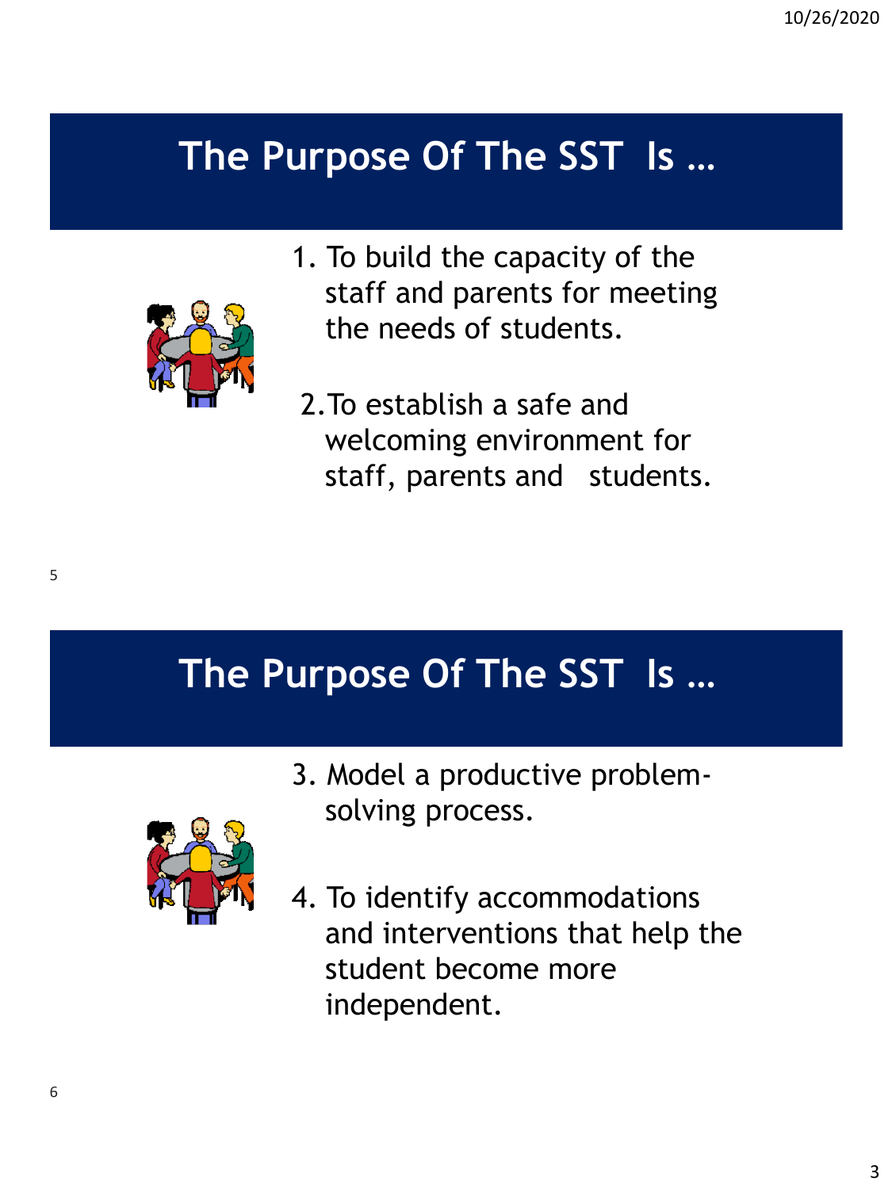## The Purpose Of The SST Is …

1. To build the capacity of the staff and parents for meeting the needs of students.

2. To establish a safe and welcoming environment for staff, parents and students.

## The Purpose Of The SST Is …

3. Model a productive problem-solving process.

4. To identify accommodations and interventions that help the student become more independent.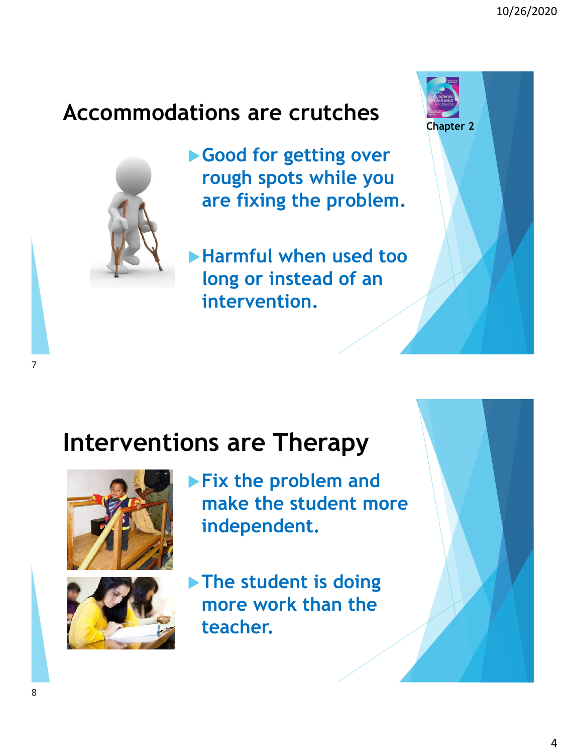## Accommodations are crutches

Chapter 2

- Good for getting over rough spots while you are fixing the problem.
- Harmful when used too long or instead of an intervention.

## Interventions are Therapy

- Fix the problem and make the student more independent.
- The student is doing more work than the teacher.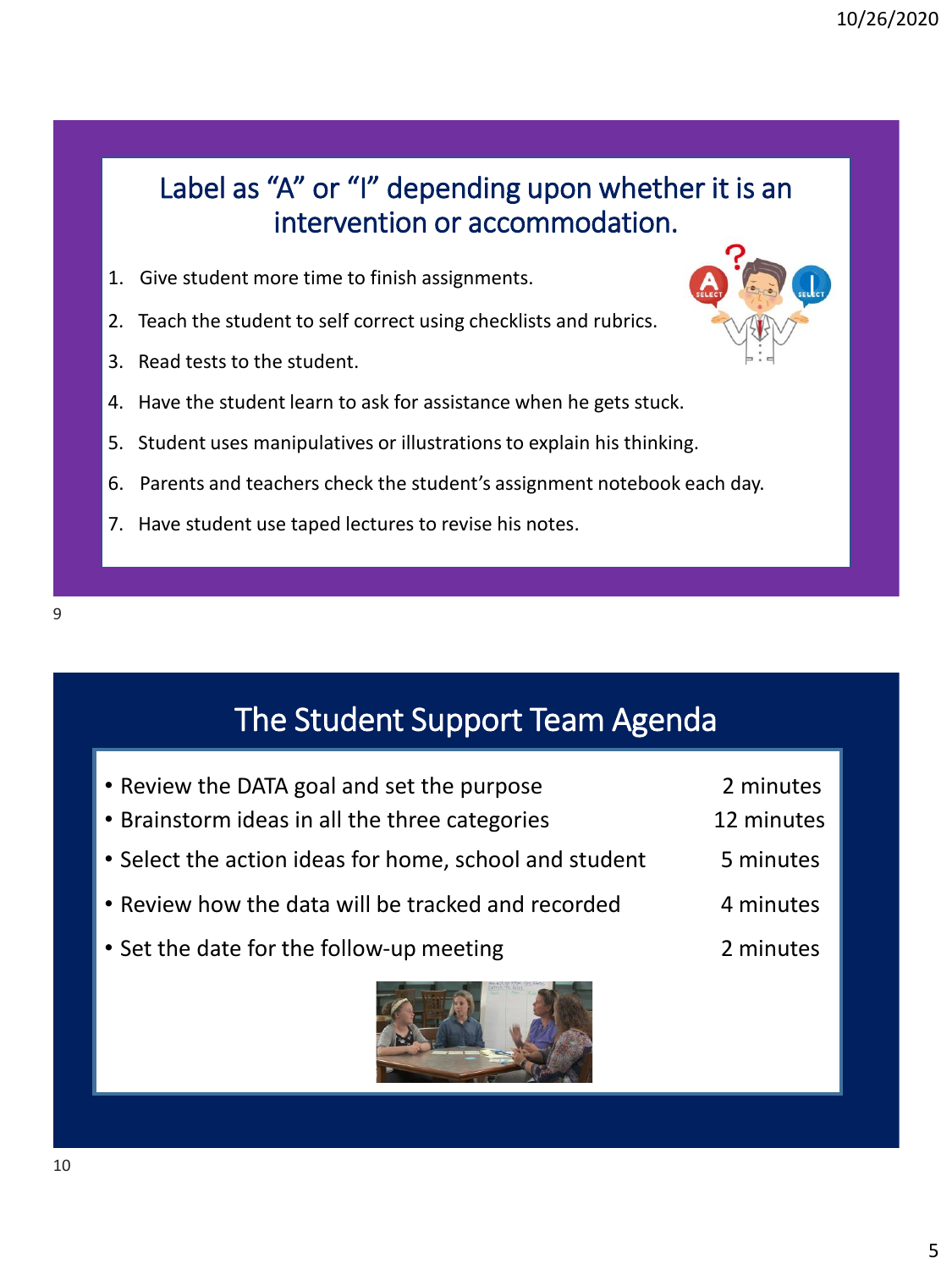## Label as "A" or "I" depending upon whether it is an intervention or accommodation.

1. Give student more time to finish assignments.
2. Teach the student to self correct using checklists and rubrics.
3. Read tests to the student.
4. Have the student learn to ask for assistance when he gets stuck.
5. Student uses manipulatives or illustrations to explain his thinking.
6. Parents and teachers check the student's assignment notebook each day.
7. Have student use taped lectures to revise his notes.

## The Student Support Team Agenda

| Agenda item | Time |
| --- | --- |
| Review the DATA goal and set the purpose | 2 minutes |
| Brainstorm ideas in all the three categories | 12 minutes |
| Select the action ideas for home, school and student | 5 minutes |
| Review how the data will be tracked and recorded | 4 minutes |
| Set the date for the follow-up meeting | 2 minutes |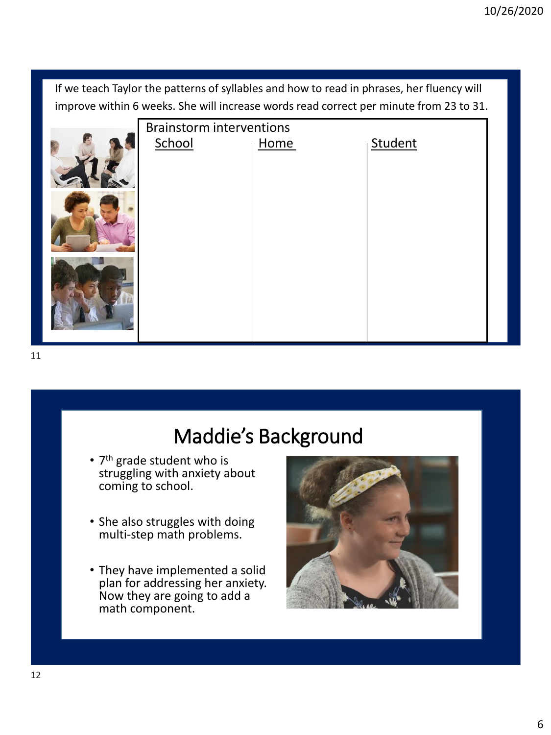If we teach Taylor the patterns of syllables and how to read in phrases, her fluency will improve within 6 weeks. She will increase words read correct per minute from 23 to 31.

Brainstorm interventions

| School | Home | Student |
| --- | --- | --- |
| | | |

# Maddie's Background

- 7th grade student who is struggling with anxiety about coming to school.
- She also struggles with doing multi-step math problems.
- They have implemented a solid plan for addressing her anxiety. Now they are going to add a math component.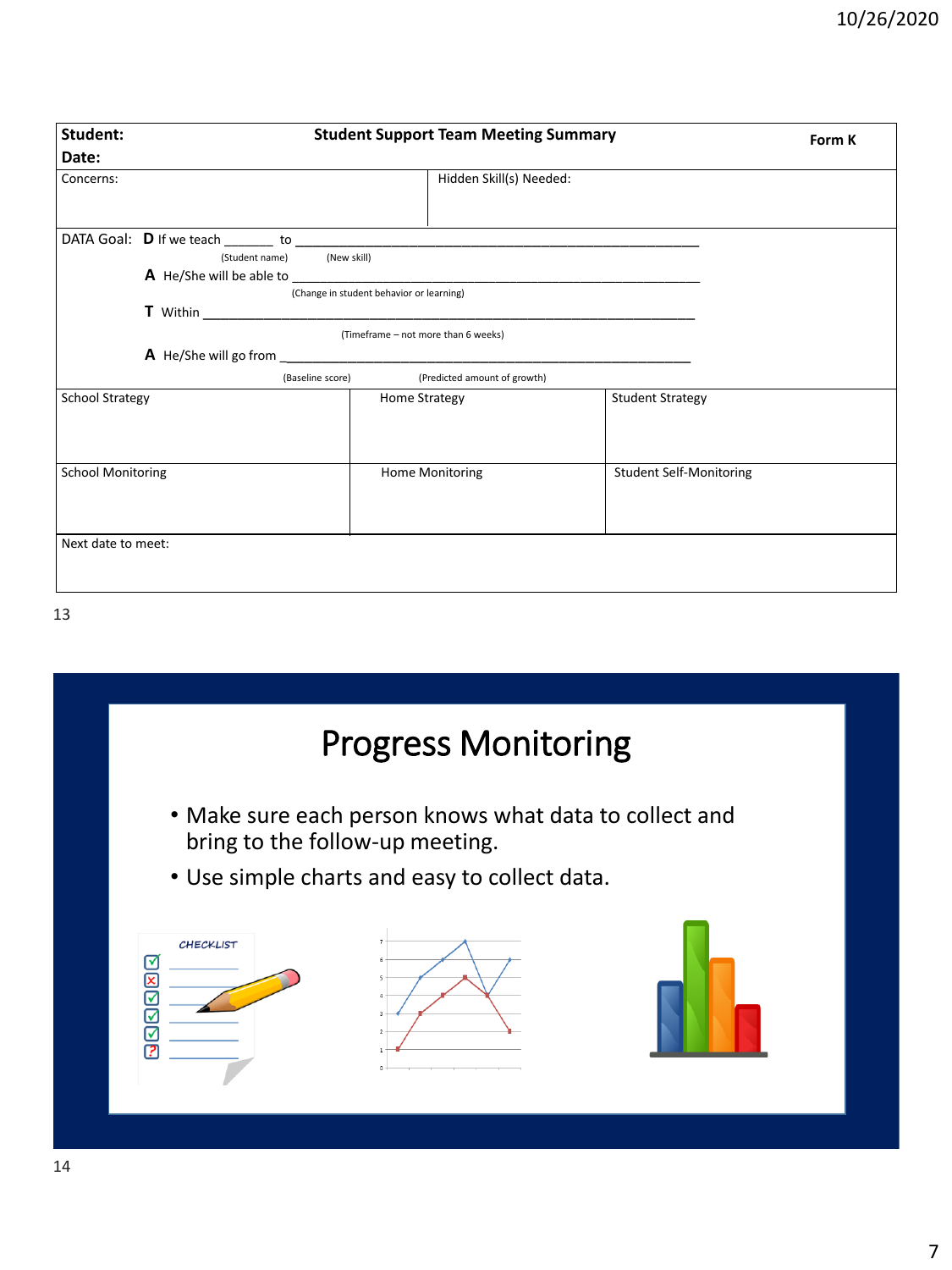| **Student:** | **Student Support Team Meeting Summary** | **Form K** |
|---|---|---|
| **Date:** | | |

| Concerns: | Hidden Skill(s) Needed: |
|---|---|
| | |

DATA Goal: **D** If we teach _______ to ____________________________________________________
(Student name) (New skill)

**A** He/She will be able to ____________________________________________________
(Change in student behavior or learning)

**T** Within ____________________________________________________
(Timeframe – not more than 6 weeks)

**A** He/She will go from ____________________________________________________
(Baseline score) (Predicted amount of growth)

| School Strategy | Home Strategy | Student Strategy |
|---|---|---|
| | | |
| **School Monitoring** | **Home Monitoring** | **Student Self-Monitoring** |
| | | |

Next date to meet:

13

# Progress Monitoring

- Make sure each person knows what data to collect and bring to the follow-up meeting.
- Use simple charts and easy to collect data.

14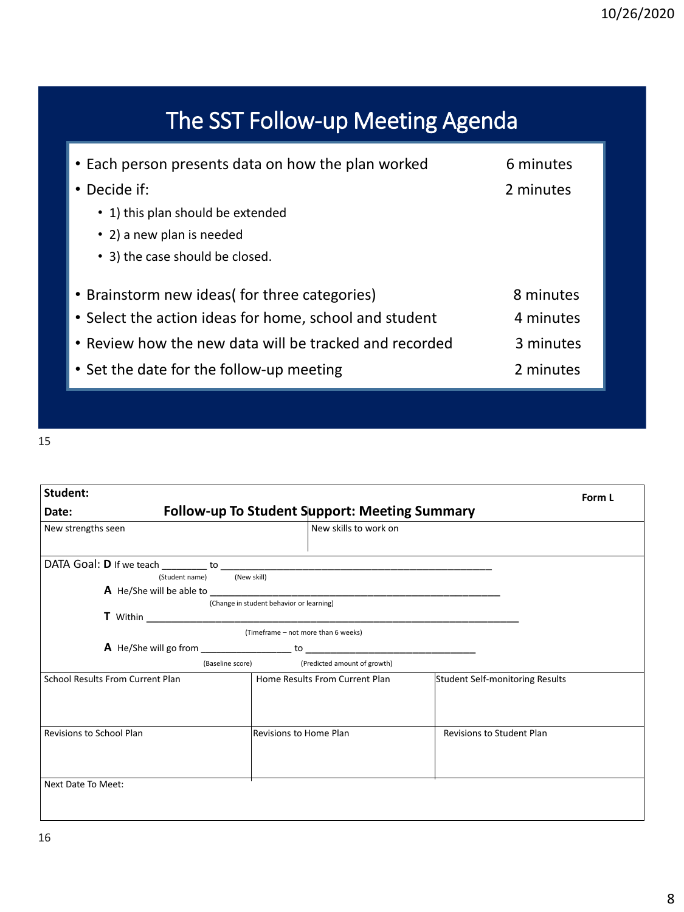# The SST Follow-up Meeting Agenda

| | |
|---|---|
| • Each person presents data on how the plan worked | 6 minutes |
| • Decide if: | 2 minutes |
| • 1) this plan should be extended | |
| • 2) a new plan is needed | |
| • 3) the case should be closed. | |
| • Brainstorm new ideas( for three categories) | 8 minutes |
| • Select the action ideas for home, school and student | 4 minutes |
| • Review how the new data will be tracked and recorded | 3 minutes |
| • Set the date for the follow-up meeting | 2 minutes |

**Student:**

**Date:**

## Follow-up To Student Support: Meeting Summary

**Form L**

| New strengths seen | New skills to work on |
|---|---|
| | |

DATA Goal: **D** If we teach ________ to ______________________________________________

(Student name) (New skill)

**A** He/She will be able to ______________________________________________

(Change in student behavior or learning)

**T** Within ____________________________________________________________

(Timeframe – not more than 6 weeks)

**A** He/She will go from _________________ to ______________________________

(Baseline score) (Predicted amount of growth)

| School Results From Current Plan | Home Results From Current Plan | Student Self-monitoring Results |
|---|---|---|
| | | |
| Revisions to School Plan | Revisions to Home Plan | Revisions to Student Plan |
| | | |

Next Date To Meet: